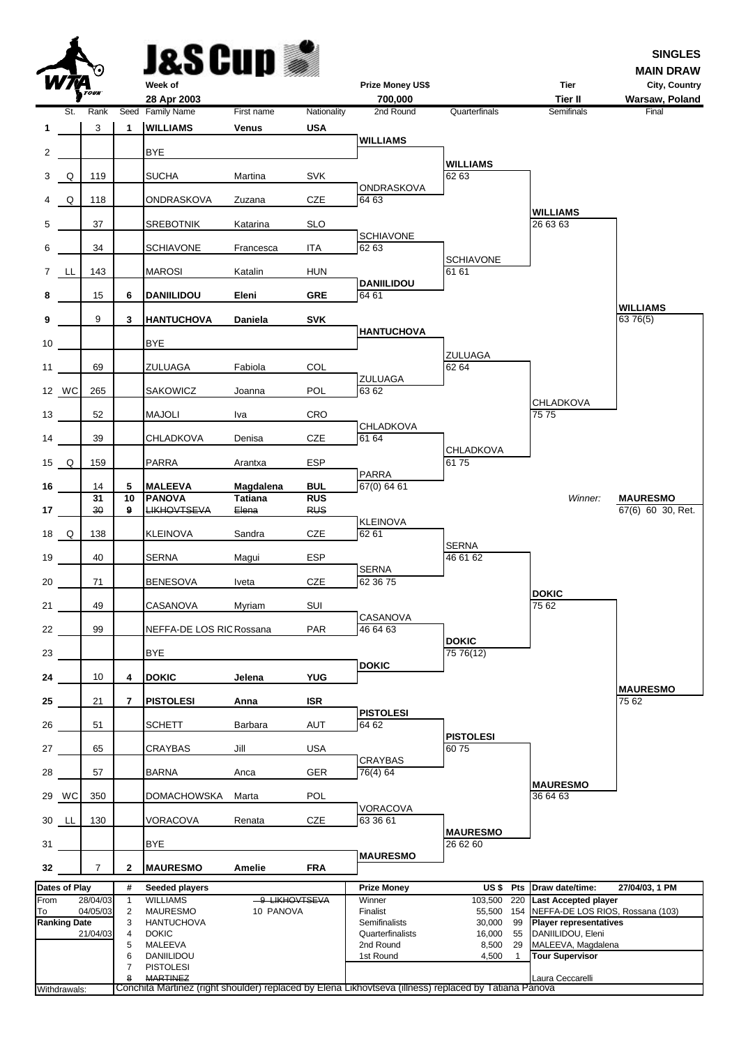# J&S Cup

**SINGLES**
**MAIN DRAW**

| Week of | Prize Money US$ | Tier | City, Country |
|---|---|---|---|
| 28 Apr 2003 | 700,000 | Tier II | Warsaw, Poland |

| # | St. | Rank | Seed | Family Name | First name | Nationality | 2nd Round | Quarterfinals | Semifinals | Final |
|---|---|---|---|---|---|---|---|---|---|---|
| 1 | | 3 | 1 | **WILLIAMS** | **Venus** | **USA** | | | | |
| 2 | | | | BYE | | | **WILLIAMS** | | | |
| 3 | Q | 119 | | SUCHA | Martina | SVK | | **WILLIAMS** 62 63 | | |
| 4 | Q | 118 | | ONDRASKOVA | Zuzana | CZE | ONDRASKOVA 64 63 | | | |
| 5 | | 37 | | SREBOTNIK | Katarina | SLO | | | **WILLIAMS** 26 63 63 | |
| 6 | | 34 | | SCHIAVONE | Francesca | ITA | SCHIAVONE 62 63 | | | |
| 7 | LL | 143 | | MAROSI | Katalin | HUN | | SCHIAVONE 61 61 | | |
| 8 | | 15 | 6 | **DANIILIDOU** | **Eleni** | **GRE** | **DANIILIDOU** 64 61 | | | |
| 9 | | 9 | 3 | **HANTUCHOVA** | **Daniela** | **SVK** | | | | **WILLIAMS** 63 76(5) |
| 10 | | | | BYE | | | **HANTUCHOVA** | | | |
| 11 | | 69 | | ZULUAGA | Fabiola | COL | | ZULUAGA 62 64 | | |
| 12 | WC | 265 | | SAKOWICZ | Joanna | POL | ZULUAGA 63 62 | | | |
| 13 | | 52 | | MAJOLI | Iva | CRO | | | CHLADKOVA 75 75 | |
| 14 | | 39 | | CHLADKOVA | Denisa | CZE | CHLADKOVA 61 64 | | | |
| 15 | Q | 159 | | PARRA | Arantxa | ESP | | CHLADKOVA 61 75 | | |
| 16 | | 14 | 5 | **MALEEVA** | **Magdalena** | **BUL** | PARRA 67(0) 64 61 | | | |
| 17 | | 31 / ~~30~~ | 10 / ~~9~~ | **PANOVA** / ~~LIKHOVTSEVA~~ | **Tatiana** / ~~Elena~~ | **RUS** / ~~RUS~~ | | | *Winner:* | **MAURESMO** 67(6) 60 30, Ret. |
| 18 | Q | 138 | | KLEINOVA | Sandra | CZE | KLEINOVA 62 61 | | | |
| 19 | | 40 | | SERNA | Magui | ESP | | SERNA 46 61 62 | | |
| 20 | | 71 | | BENESOVA | Iveta | CZE | SERNA 62 36 75 | | | |
| 21 | | 49 | | CASANOVA | Myriam | SUI | | | **DOKIC** 75 62 | |
| 22 | | 99 | | NEFFA-DE LOS RIC | Rossana | PAR | CASANOVA 46 64 63 | | | |
| 23 | | | | BYE | | | | **DOKIC** 75 76(12) | | |
| 24 | | 10 | 4 | **DOKIC** | **Jelena** | **YUG** | **DOKIC** | | | |
| 25 | | 21 | 7 | **PISTOLESI** | **Anna** | **ISR** | | | | **MAURESMO** 75 62 |
| 26 | | 51 | | SCHETT | Barbara | AUT | **PISTOLESI** 64 62 | | | |
| 27 | | 65 | | CRAYBAS | Jill | USA | | **PISTOLESI** 60 75 | | |
| 28 | | 57 | | BARNA | Anca | GER | CRAYBAS 76(4) 64 | | | |
| 29 | WC | 350 | | DOMACHOWSKA | Marta | POL | | | **MAURESMO** 36 64 63 | |
| 30 | LL | 130 | | VORACOVA | Renata | CZE | VORACOVA 63 36 61 | | | |
| 31 | | | | BYE | | | | **MAURESMO** 26 62 60 | | |
| 32 | | 7 | 2 | **MAURESMO** | **Amelie** | **FRA** | **MAURESMO** | | | |

| Dates of Play | | # | Seeded players | | Prize Money | US $ | Pts | Draw date/time: 27/04/03, 1 PM |
|---|---|---|---|---|---|---|---|---|
| From | 28/04/03 | 1 | WILLIAMS | ~~9 LIKHOVTSEVA~~ | Winner | 103,500 | 220 | **Last Accepted player** |
| To | 04/05/03 | 2 | MAURESMO | 10 PANOVA | Finalist | 55,500 | 154 | NEFFA-DE LOS RIOS, Rossana (103) |
| **Ranking Date** | | 3 | HANTUCHOVA | | Semifinalists | 30,000 | 99 | **Player representatives** |
| | 21/04/03 | 4 | DOKIC | | Quarterfinalists | 16,000 | 55 | DANIILIDOU, Eleni |
| | | 5 | MALEEVA | | 2nd Round | 8,500 | 29 | MALEEVA, Magdalena |
| | | 6 | DANIILIDOU | | 1st Round | 4,500 | 1 | **Tour Supervisor** |
| | | 7 | PISTOLESI | | | | | |
| | | ~~8~~ | ~~MARTINEZ~~ | | | | | Laura Ceccarelli |

Withdrawals: Conchita Martinez (right shoulder) replaced by Elena Likhovtseva (illness) replaced by Tatiana Panova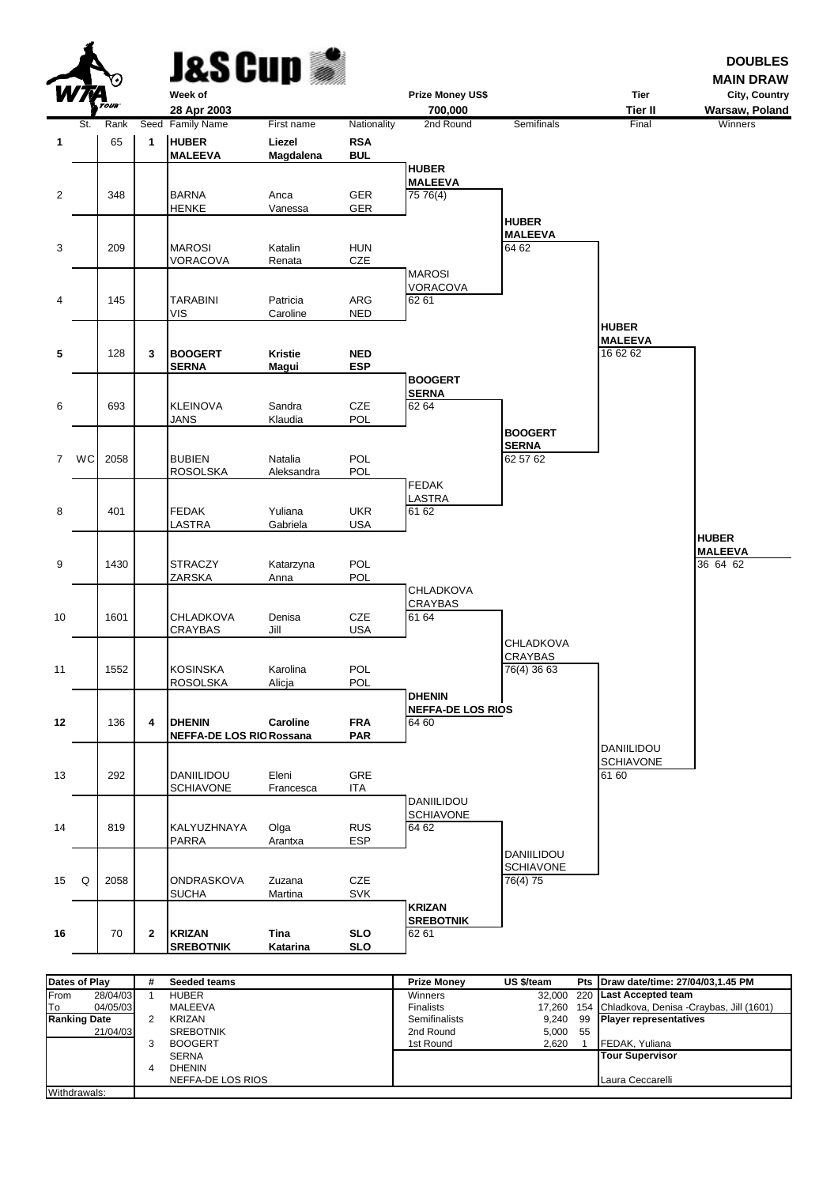# J&S Cup

**DOUBLES**
**MAIN DRAW**

| Week of | Prize Money US$ | Tier | City, Country |
|---|---|---|---|
| 28 Apr 2003 | 700,000 | Tier II | Warsaw, Poland |

| # | St. | Rank | Seed | Family Name | First name | Nationality | 2nd Round | Semifinals | Final | Winners |
|---|---|---|---|---|---|---|---|---|---|---|
| **1** | | 65 | **1** | **HUBER** / **MALEEVA** | **Liezel** / **Magdalena** | **RSA** / **BUL** | **HUBER** / **MALEEVA** 75 76(4) | **HUBER** / **MALEEVA** 64 62 | **HUBER** / **MALEEVA** 16 62 62 | **HUBER** / **MALEEVA** 36 64 62 |
| 2 | | 348 | | BARNA / HENKE | Anca / Vanessa | GER / GER | | | | |
| 3 | | 209 | | MAROSI / VORACOVA | Katalin / Renata | HUN / CZE | MAROSI / VORACOVA 62 61 | | | |
| 4 | | 145 | | TARABINI / VIS | Patricia / Caroline | ARG / NED | | | | |
| **5** | | 128 | **3** | **BOOGERT** / **SERNA** | **Kristie** / **Magui** | **NED** / **ESP** | **BOOGERT** / **SERNA** 62 64 | **BOOGERT** / **SERNA** 62 57 62 | | |
| 6 | | 693 | | KLEINOVA / JANS | Sandra / Klaudia | CZE / POL | | | | |
| 7 | WC | 2058 | | BUBIEN / ROSOLSKA | Natalia / Aleksandra | POL / POL | FEDAK / LASTRA 61 62 | | | |
| 8 | | 401 | | FEDAK / LASTRA | Yuliana / Gabriela | UKR / USA | | | | |
| 9 | | 1430 | | STRACZY / ZARSKA | Katarzyna / Anna | POL / POL | CHLADKOVA / CRAYBAS 61 64 | CHLADKOVA / CRAYBAS 76(4) 36 63 | DANIILIDOU / SCHIAVONE 61 60 | |
| 10 | | 1601 | | CHLADKOVA / CRAYBAS | Denisa / Jill | CZE / USA | | | | |
| 11 | | 1552 | | KOSINSKA / ROSOLSKA | Karolina / Alicja | POL / POL | **DHENIN** / **NEFFA-DE LOS RIOS** 64 60 | | | |
| **12** | | 136 | **4** | **DHENIN** / **NEFFA-DE LOS RIO** | **Caroline** / **Rossana** | **FRA** / **PAR** | | | | |
| 13 | | 292 | | DANIILIDOU / SCHIAVONE | Eleni / Francesca | GRE / ITA | DANIILIDOU / SCHIAVONE 64 62 | DANIILIDOU / SCHIAVONE 76(4) 75 | | |
| 14 | | 819 | | KALYUZHNAYA / PARRA | Olga / Arantxa | RUS / ESP | | | | |
| 15 | Q | 2058 | | ONDRASKOVA / SUCHA | Zuzana / Martina | CZE / SVK | **KRIZAN** / **SREBOTNIK** 62 61 | | | |
| **16** | | 70 | **2** | **KRIZAN** / **SREBOTNIK** | **Tina** / **Katarina** | **SLO** / **SLO** | | | | |

| Dates of Play | | # | Seeded teams | Prize Money | US $/team | Pts | |
|---|---|---|---|---|---|---|---|
| From | 28/04/03 | 1 | HUBER | Winners | 32,000 | 220 | **Last Accepted team** |
| To | 04/05/03 | | MALEEVA | Finalists | 17,260 | 154 | Chladkova, Denisa -Craybas, Jill (1601) |
| **Ranking Date** | | 2 | KRIZAN | Semifinalists | 9,240 | 99 | **Player representatives** |
| | 21/04/03 | | SREBOTNIK | 2nd Round | 5,000 | 55 | |
| | | 3 | BOOGERT | 1st Round | 2,620 | 1 | FEDAK, Yuliana |
| | | | SERNA | | | | **Tour Supervisor** |
| | | 4 | DHENIN | | | | |
| | | | NEFFA-DE LOS RIOS | | | | Laura Ceccarelli |

**Draw date/time:** 27/04/03,1.45 PM

Withdrawals: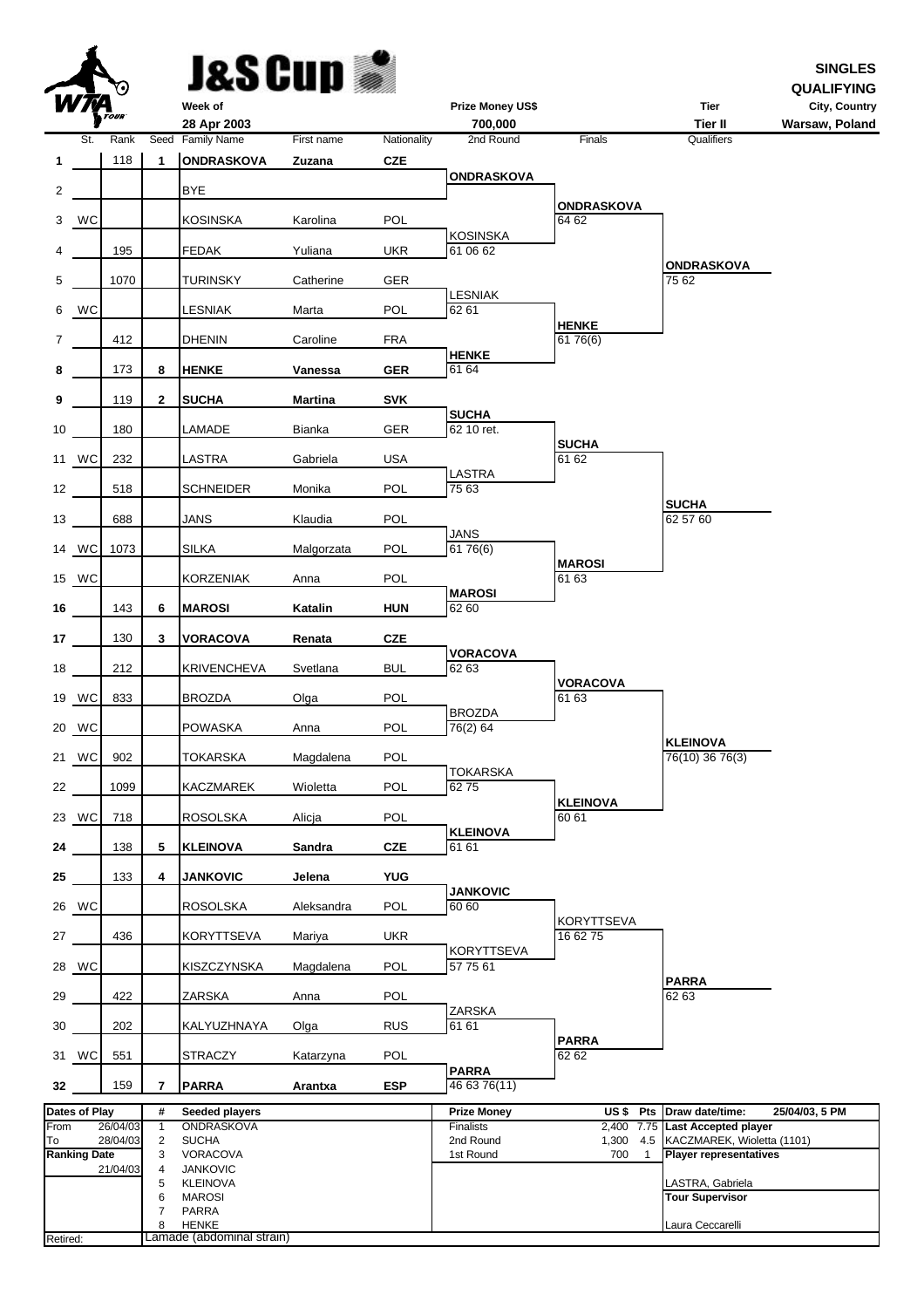# J&S Cup

**SINGLES QUALIFYING**

| Week of | Prize Money US$ | Tier | City, Country |
|---|---|---|---|
| 28 Apr 2003 | 700,000 | Tier II | Warsaw, Poland |

| # | St. | Rank | Seed | Family Name | First name | Nationality | 2nd Round | Finals | Qualifiers |
|---|---|---|---|---|---|---|---|---|---|
| **1** | | 118 | **1** | **ONDRASKOVA** | **Zuzana** | **CZE** | | | |
| | | | | | | | **ONDRASKOVA** | | |
| 2 | | | | BYE | | | | | |
| | | | | | | | | **ONDRASKOVA** 64 62 | |
| 3 | WC | | | KOSINSKA | Karolina | POL | | | |
| | | | | | | | KOSINSKA 61 06 62 | | |
| 4 | | 195 | | FEDAK | Yuliana | UKR | | | |
| | | | | | | | | | **ONDRASKOVA** 75 62 |
| 5 | | 1070 | | TURINSKY | Catherine | GER | | | |
| | | | | | | | LESNIAK 62 61 | | |
| 6 | WC | | | LESNIAK | Marta | POL | | | |
| | | | | | | | | **HENKE** 61 76(6) | |
| 7 | | 412 | | DHENIN | Caroline | FRA | | | |
| | | | | | | | **HENKE** 61 64 | | |
| **8** | | 173 | **8** | **HENKE** | **Vanessa** | **GER** | | | |
| **9** | | 119 | **2** | **SUCHA** | **Martina** | **SVK** | | | |
| | | | | | | | **SUCHA** 62 10 ret. | | |
| 10 | | 180 | | LAMADE | Bianka | GER | | | |
| | | | | | | | | **SUCHA** 61 62 | |
| 11 | WC | 232 | | LASTRA | Gabriela | USA | | | |
| | | | | | | | LASTRA 75 63 | | |
| 12 | | 518 | | SCHNEIDER | Monika | POL | | | |
| | | | | | | | | | **SUCHA** 62 57 60 |
| 13 | | 688 | | JANS | Klaudia | POL | | | |
| | | | | | | | JANS 61 76(6) | | |
| 14 | WC | 1073 | | SILKA | Malgorzata | POL | | | |
| | | | | | | | | **MAROSI** 61 63 | |
| 15 | WC | | | KORZENIAK | Anna | POL | | | |
| | | | | | | | **MAROSI** 62 60 | | |
| **16** | | 143 | **6** | **MAROSI** | **Katalin** | **HUN** | | | |
| **17** | | 130 | **3** | **VORACOVA** | **Renata** | **CZE** | | | |
| | | | | | | | **VORACOVA** 62 63 | | |
| 18 | | 212 | | KRIVENCHEVA | Svetlana | BUL | | | |
| | | | | | | | | **VORACOVA** 61 63 | |
| 19 | WC | 833 | | BROZDA | Olga | POL | | | |
| | | | | | | | BROZDA 76(2) 64 | | |
| 20 | WC | | | POWASKA | Anna | POL | | | |
| | | | | | | | | | **KLEINOVA** 76(10) 36 76(3) |
| 21 | WC | 902 | | TOKARSKA | Magdalena | POL | | | |
| | | | | | | | TOKARSKA 62 75 | | |
| 22 | | 1099 | | KACZMAREK | Wioletta | POL | | | |
| | | | | | | | | **KLEINOVA** 60 61 | |
| 23 | WC | 718 | | ROSOLSKA | Alicja | POL | | | |
| | | | | | | | **KLEINOVA** 61 61 | | |
| **24** | | 138 | **5** | **KLEINOVA** | **Sandra** | **CZE** | | | |
| **25** | | 133 | **4** | **JANKOVIC** | **Jelena** | **YUG** | | | |
| | | | | | | | **JANKOVIC** 60 60 | | |
| 26 | WC | | | ROSOLSKA | Aleksandra | POL | | | |
| | | | | | | | | KORYTTSEVA 16 62 75 | |
| 27 | | 436 | | KORYTTSEVA | Mariya | UKR | | | |
| | | | | | | | KORYTTSEVA 57 75 61 | | |
| 28 | WC | | | KISZCZYNSKA | Magdalena | POL | | | |
| | | | | | | | | | **PARRA** 62 63 |
| 29 | | 422 | | ZARSKA | Anna | POL | | | |
| | | | | | | | ZARSKA 61 61 | | |
| 30 | | 202 | | KALYUZHNAYA | Olga | RUS | | | |
| | | | | | | | | **PARRA** 62 62 | |
| 31 | WC | 551 | | STRACZY | Katarzyna | POL | | | |
| | | | | | | | **PARRA** 46 63 76(11) | | |
| **32** | | 159 | **7** | **PARRA** | **Arantxa** | **ESP** | | | |

| Dates of Play | | # | Seeded players | Prize Money | US $ | Pts | Draw date/time: 25/04/03, 5 PM |
|---|---|---|---|---|---|---|---|
| From | 26/04/03 | 1 | ONDRASKOVA | Finalists | 2,400 | 7.75 | **Last Accepted player** |
| To | 28/04/03 | 2 | SUCHA | 2nd Round | 1,300 | 4.5 | KACZMAREK, Wioletta (1101) |
| **Ranking Date** | | 3 | VORACOVA | 1st Round | 700 | 1 | **Player representatives** |
| | 21/04/03 | 4 | JANKOVIC | | | | |
| | | 5 | KLEINOVA | | | | LASTRA, Gabriela |
| | | 6 | MAROSI | | | | **Tour Supervisor** |
| | | 7 | PARRA | | | | |
| | | 8 | HENKE | | | | Laura Ceccarelli |
| Retired: | | | Lamade (abdominal strain) | | | | |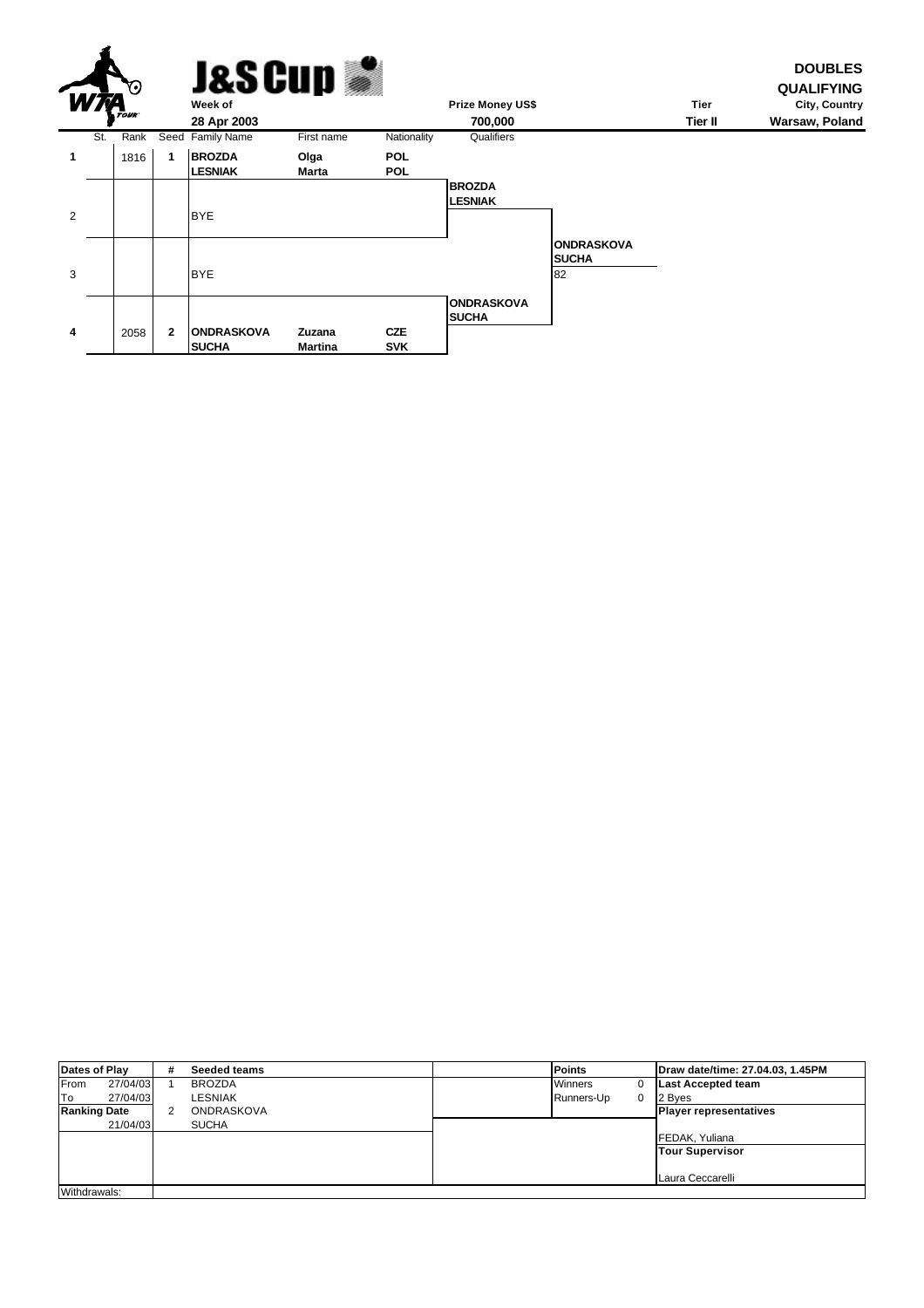# J&S Cup

## DOUBLES QUALIFYING

| Week of | Prize Money US$ | Tier | City, Country |
|---|---|---|---|
| 28 Apr 2003 | 700,000 | Tier II | Warsaw, Poland |

| | St. | Rank | Seed | Family Name | First name | Nationality | Qualifiers | |
|---|---|---|---|---|---|---|---|---|
| 1 | | 1816 | 1 | BROZDA / LESNIAK | Olga / Marta | POL / POL | | |
| | | | | | | | BROZDA / LESNIAK | |
| 2 | | | | BYE | | | | |
| | | | | | | | | ONDRASKOVA / SUCHA 82 |
| 3 | | | | BYE | | | | |
| | | | | | | | ONDRASKOVA / SUCHA | |
| 4 | | 2058 | 2 | ONDRASKOVA / SUCHA | Zuzana / Martina | CZE / SVK | | |

| Dates of Play | | # | Seeded teams | Points | | Draw date/time: 27.04.03, 1.45PM |
|---|---|---|---|---|---|---|
| From | 27/04/03 | 1 | BROZDA | Winners | 0 | **Last Accepted team** |
| To | 27/04/03 | | LESNIAK | Runners-Up | 0 | 2 Byes |
| **Ranking Date** | | 2 | ONDRASKOVA | | | **Player representatives** |
| | 21/04/03 | | SUCHA | | | |
| | | | | | | FEDAK, Yuliana |
| | | | | | | **Tour Supervisor** |
| | | | | | | Laura Ceccarelli |
| Withdrawals: | | | | | | |